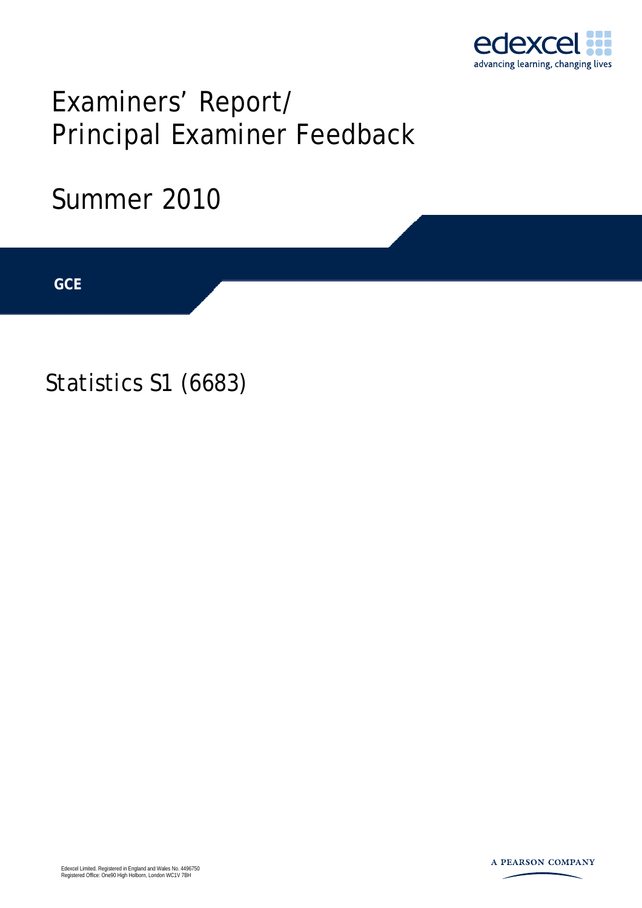edexcel
advancing learning, changing lives

# Examiners' Report/ Principal Examiner Feedback

## Summer 2010

**GCE**

## Statistics S1 (6683)

Edexcel Limited. Registered in England and Wales No. 4496750
Registered Office: One90 High Holborn, London WC1V 7BH

A PEARSON COMPANY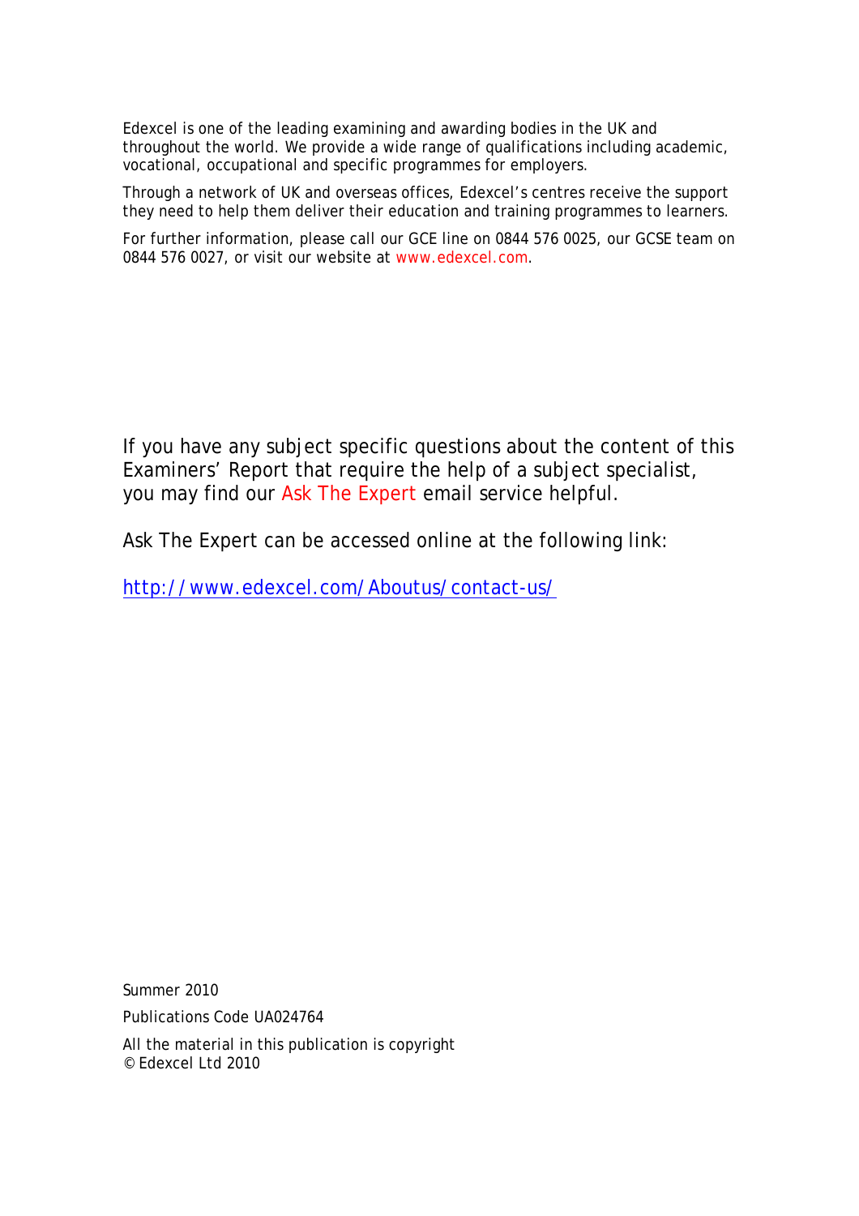Edexcel is one of the leading examining and awarding bodies in the UK and throughout the world. We provide a wide range of qualifications including academic, vocational, occupational and specific programmes for employers.

Through a network of UK and overseas offices, Edexcel's centres receive the support they need to help them deliver their education and training programmes to learners.

For further information, please call our GCE line on 0844 576 0025, our GCSE team on 0844 576 0027, or visit our website at www.edexcel.com.

If you have any subject specific questions about the content of this Examiners' Report that require the help of a subject specialist, you may find our Ask The Expert email service helpful.

Ask The Expert can be accessed online at the following link:

http://www.edexcel.com/Aboutus/contact-us/

Summer 2010

Publications Code UA024764

All the material in this publication is copyright
© Edexcel Ltd 2010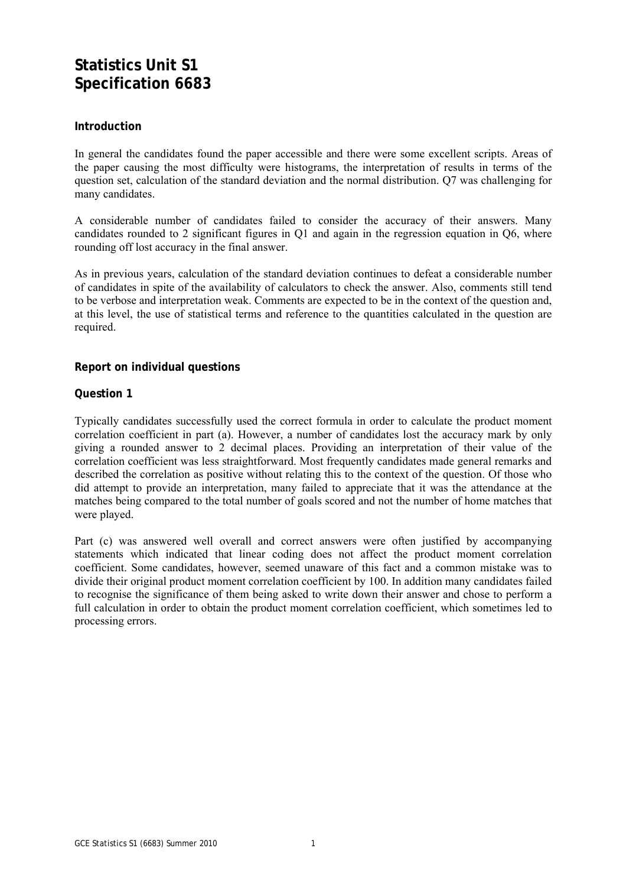# Statistics Unit S1
# Specification 6683

### Introduction

In general the candidates found the paper accessible and there were some excellent scripts. Areas of the paper causing the most difficulty were histograms, the interpretation of results in terms of the question set, calculation of the standard deviation and the normal distribution. Q7 was challenging for many candidates.

A considerable number of candidates failed to consider the accuracy of their answers. Many candidates rounded to 2 significant figures in Q1 and again in the regression equation in Q6, where rounding off lost accuracy in the final answer.

As in previous years, calculation of the standard deviation continues to defeat a considerable number of candidates in spite of the availability of calculators to check the answer. Also, comments still tend to be verbose and interpretation weak. Comments are expected to be in the context of the question and, at this level, the use of statistical terms and reference to the quantities calculated in the question are required.

### Report on individual questions

### Question 1

Typically candidates successfully used the correct formula in order to calculate the product moment correlation coefficient in part (a). However, a number of candidates lost the accuracy mark by only giving a rounded answer to 2 decimal places. Providing an interpretation of their value of the correlation coefficient was less straightforward. Most frequently candidates made general remarks and described the correlation as positive without relating this to the context of the question. Of those who did attempt to provide an interpretation, many failed to appreciate that it was the attendance at the matches being compared to the total number of goals scored and not the number of home matches that were played.

Part (c) was answered well overall and correct answers were often justified by accompanying statements which indicated that linear coding does not affect the product moment correlation coefficient. Some candidates, however, seemed unaware of this fact and a common mistake was to divide their original product moment correlation coefficient by 100. In addition many candidates failed to recognise the significance of them being asked to write down their answer and chose to perform a full calculation in order to obtain the product moment correlation coefficient, which sometimes led to processing errors.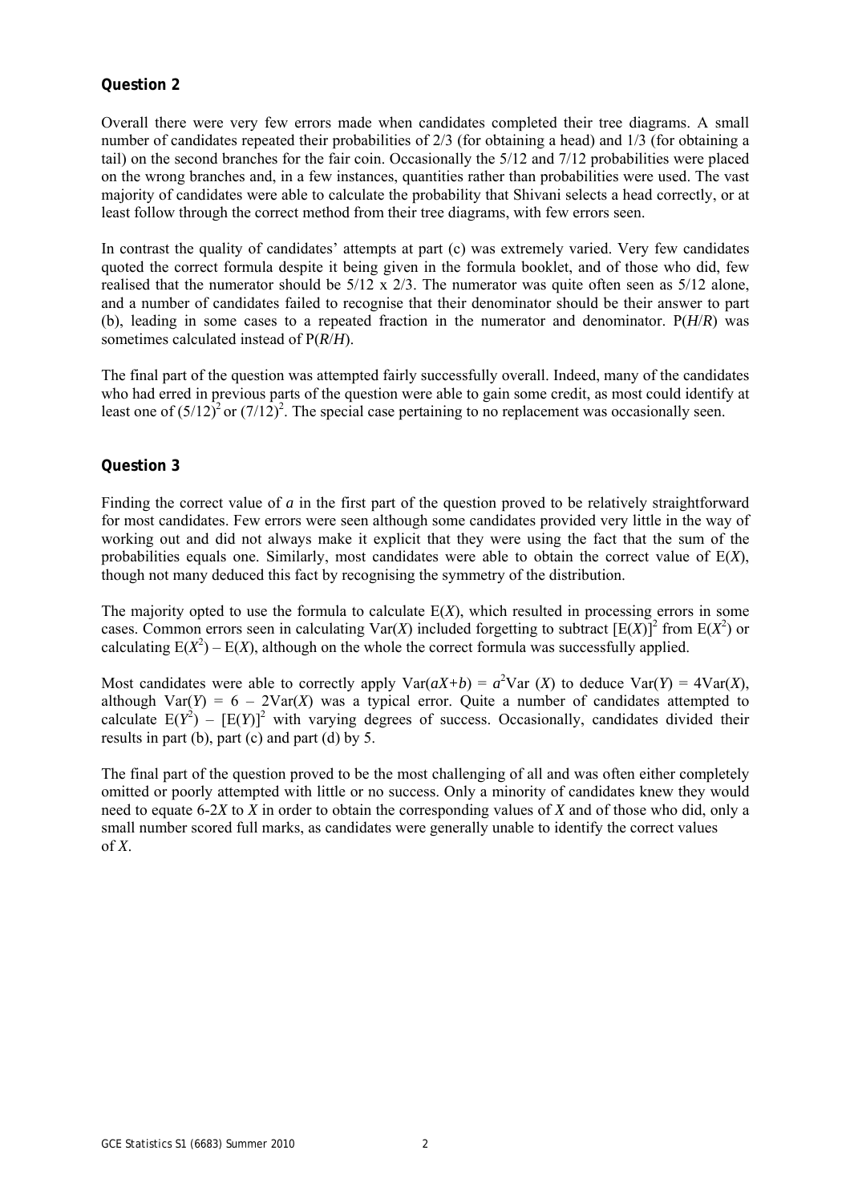## Question 2

Overall there were very few errors made when candidates completed their tree diagrams. A small number of candidates repeated their probabilities of 2/3 (for obtaining a head) and 1/3 (for obtaining a tail) on the second branches for the fair coin. Occasionally the 5/12 and 7/12 probabilities were placed on the wrong branches and, in a few instances, quantities rather than probabilities were used. The vast majority of candidates were able to calculate the probability that Shivani selects a head correctly, or at least follow through the correct method from their tree diagrams, with few errors seen.

In contrast the quality of candidates' attempts at part (c) was extremely varied. Very few candidates quoted the correct formula despite it being given in the formula booklet, and of those who did, few realised that the numerator should be 5/12 x 2/3. The numerator was quite often seen as 5/12 alone, and a number of candidates failed to recognise that their denominator should be their answer to part (b), leading in some cases to a repeated fraction in the numerator and denominator. $P(H/R)$ was sometimes calculated instead of $P(R/H)$.

The final part of the question was attempted fairly successfully overall. Indeed, many of the candidates who had erred in previous parts of the question were able to gain some credit, as most could identify at least one of $(5/12)^2$ or $(7/12)^2$. The special case pertaining to no replacement was occasionally seen.

## Question 3

Finding the correct value of $a$ in the first part of the question proved to be relatively straightforward for most candidates. Few errors were seen although some candidates provided very little in the way of working out and did not always make it explicit that they were using the fact that the sum of the probabilities equals one. Similarly, most candidates were able to obtain the correct value of $E(X)$, though not many deduced this fact by recognising the symmetry of the distribution.

The majority opted to use the formula to calculate $E(X)$, which resulted in processing errors in some cases. Common errors seen in calculating $Var(X)$ included forgetting to subtract $[E(X)]^2$ from $E(X^2)$ or calculating $E(X^2) - E(X)$, although on the whole the correct formula was successfully applied.

Most candidates were able to correctly apply $Var(aX+b) = a^2Var(X)$ to deduce $Var(Y) = 4Var(X)$, although $Var(Y) = 6 - 2Var(X)$ was a typical error. Quite a number of candidates attempted to calculate $E(Y^2) - [E(Y)]^2$ with varying degrees of success. Occasionally, candidates divided their results in part (b), part (c) and part (d) by 5.

The final part of the question proved to be the most challenging of all and was often either completely omitted or poorly attempted with little or no success. Only a minority of candidates knew they would need to equate $6-2X$ to $X$ in order to obtain the corresponding values of $X$ and of those who did, only a small number scored full marks, as candidates were generally unable to identify the correct values of $X$.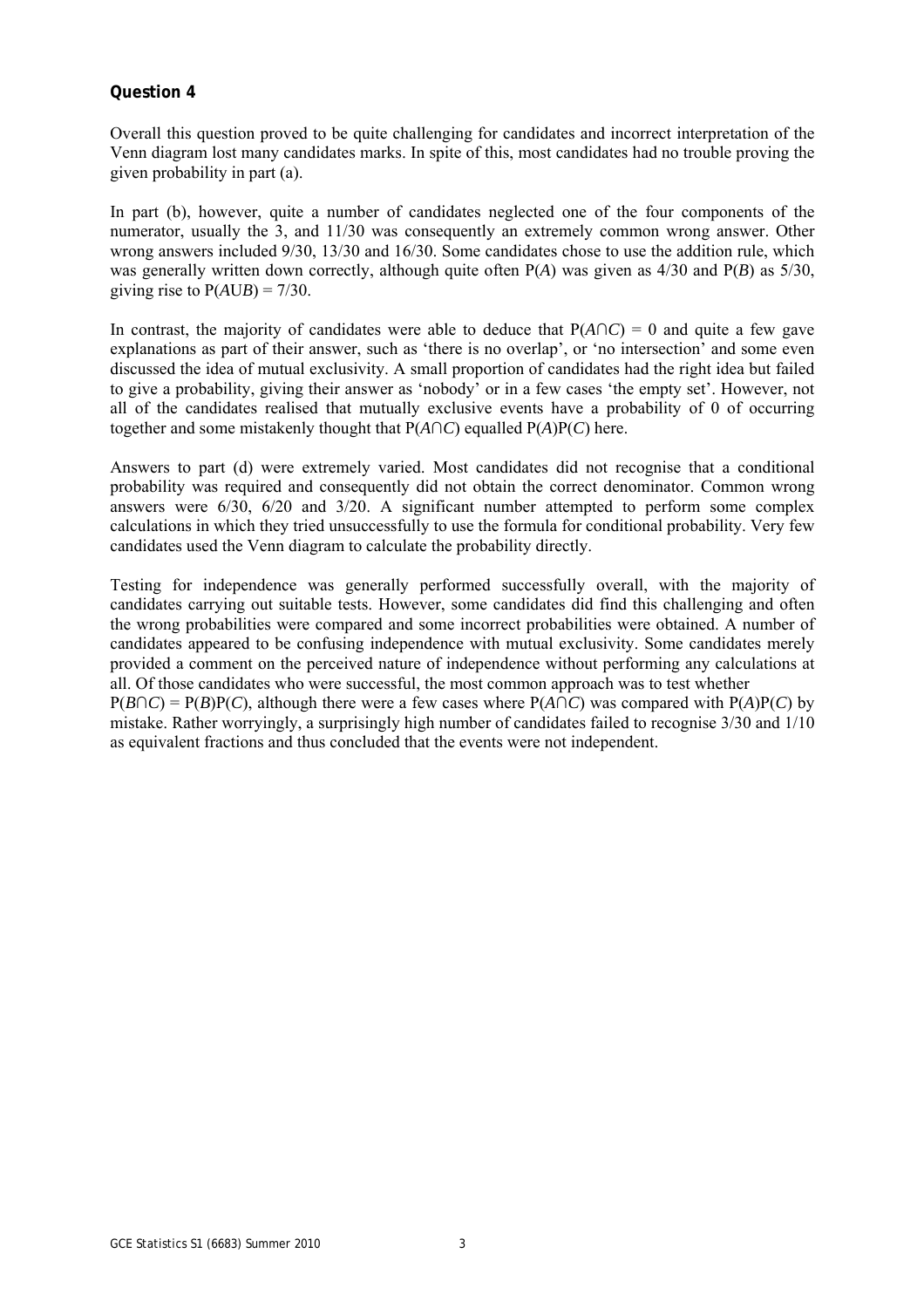### Question 4

Overall this question proved to be quite challenging for candidates and incorrect interpretation of the Venn diagram lost many candidates marks. In spite of this, most candidates had no trouble proving the given probability in part (a).

In part (b), however, quite a number of candidates neglected one of the four components of the numerator, usually the 3, and 11/30 was consequently an extremely common wrong answer. Other wrong answers included 9/30, 13/30 and 16/30. Some candidates chose to use the addition rule, which was generally written down correctly, although quite often $P(A)$ was given as 4/30 and $P(B)$ as 5/30, giving rise to $P(A \cup B) = 7/30$.

In contrast, the majority of candidates were able to deduce that $P(A \cap C) = 0$ and quite a few gave explanations as part of their answer, such as 'there is no overlap', or 'no intersection' and some even discussed the idea of mutual exclusivity. A small proportion of candidates had the right idea but failed to give a probability, giving their answer as 'nobody' or in a few cases 'the empty set'. However, not all of the candidates realised that mutually exclusive events have a probability of 0 of occurring together and some mistakenly thought that $P(A \cap C)$ equalled $P(A)P(C)$ here.

Answers to part (d) were extremely varied. Most candidates did not recognise that a conditional probability was required and consequently did not obtain the correct denominator. Common wrong answers were 6/30, 6/20 and 3/20. A significant number attempted to perform some complex calculations in which they tried unsuccessfully to use the formula for conditional probability. Very few candidates used the Venn diagram to calculate the probability directly.

Testing for independence was generally performed successfully overall, with the majority of candidates carrying out suitable tests. However, some candidates did find this challenging and often the wrong probabilities were compared and some incorrect probabilities were obtained. A number of candidates appeared to be confusing independence with mutual exclusivity. Some candidates merely provided a comment on the perceived nature of independence without performing any calculations at all. Of those candidates who were successful, the most common approach was to test whether $P(B \cap C) = P(B)P(C)$, although there were a few cases where $P(A \cap C)$ was compared with $P(A)P(C)$ by mistake. Rather worryingly, a surprisingly high number of candidates failed to recognise 3/30 and 1/10 as equivalent fractions and thus concluded that the events were not independent.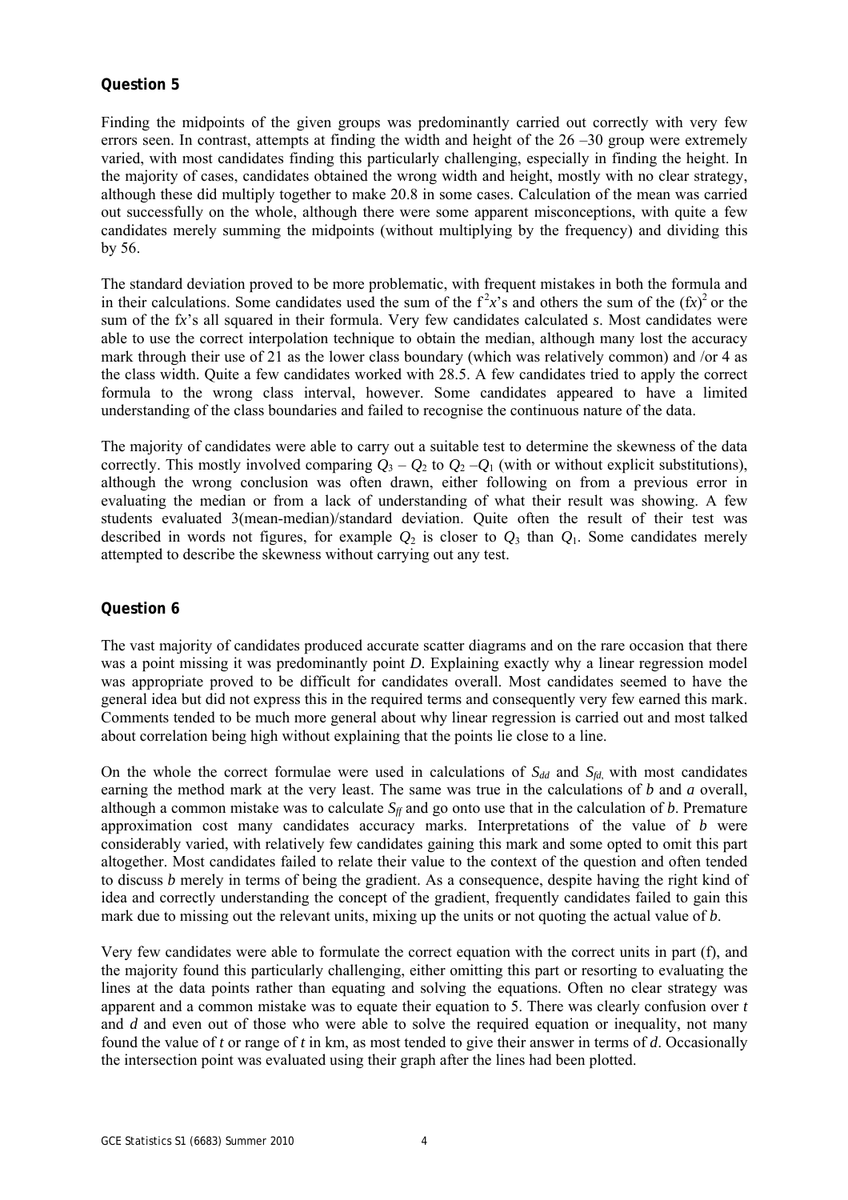## Question 5

Finding the midpoints of the given groups was predominantly carried out correctly with very few errors seen. In contrast, attempts at finding the width and height of the 26 –30 group were extremely varied, with most candidates finding this particularly challenging, especially in finding the height. In the majority of cases, candidates obtained the wrong width and height, mostly with no clear strategy, although these did multiply together to make 20.8 in some cases. Calculation of the mean was carried out successfully on the whole, although there were some apparent misconceptions, with quite a few candidates merely summing the midpoints (without multiplying by the frequency) and dividing this by 56.

The standard deviation proved to be more problematic, with frequent mistakes in both the formula and in their calculations. Some candidates used the sum of the $f^2x$'s and others the sum of the $(fx)^2$ or the sum of the $fx$'s all squared in their formula. Very few candidates calculated $s$. Most candidates were able to use the correct interpolation technique to obtain the median, although many lost the accuracy mark through their use of 21 as the lower class boundary (which was relatively common) and /or 4 as the class width. Quite a few candidates worked with 28.5. A few candidates tried to apply the correct formula to the wrong class interval, however. Some candidates appeared to have a limited understanding of the class boundaries and failed to recognise the continuous nature of the data.

The majority of candidates were able to carry out a suitable test to determine the skewness of the data correctly. This mostly involved comparing $Q_3 – Q_2$ to $Q_2 –Q_1$ (with or without explicit substitutions), although the wrong conclusion was often drawn, either following on from a previous error in evaluating the median or from a lack of understanding of what their result was showing. A few students evaluated 3(mean-median)/standard deviation. Quite often the result of their test was described in words not figures, for example $Q_2$ is closer to $Q_3$ than $Q_1$. Some candidates merely attempted to describe the skewness without carrying out any test.

## Question 6

The vast majority of candidates produced accurate scatter diagrams and on the rare occasion that there was a point missing it was predominantly point *D*. Explaining exactly why a linear regression model was appropriate proved to be difficult for candidates overall. Most candidates seemed to have the general idea but did not express this in the required terms and consequently very few earned this mark. Comments tended to be much more general about why linear regression is carried out and most talked about correlation being high without explaining that the points lie close to a line.

On the whole the correct formulae were used in calculations of $S_{dd}$ and $S_{fd}$, with most candidates earning the method mark at the very least. The same was true in the calculations of $b$ and $a$ overall, although a common mistake was to calculate $S_{ff}$ and go onto use that in the calculation of $b$. Premature approximation cost many candidates accuracy marks. Interpretations of the value of $b$ were considerably varied, with relatively few candidates gaining this mark and some opted to omit this part altogether. Most candidates failed to relate their value to the context of the question and often tended to discuss $b$ merely in terms of being the gradient. As a consequence, despite having the right kind of idea and correctly understanding the concept of the gradient, frequently candidates failed to gain this mark due to missing out the relevant units, mixing up the units or not quoting the actual value of $b$.

Very few candidates were able to formulate the correct equation with the correct units in part (f), and the majority found this particularly challenging, either omitting this part or resorting to evaluating the lines at the data points rather than equating and solving the equations. Often no clear strategy was apparent and a common mistake was to equate their equation to 5. There was clearly confusion over $t$ and $d$ and even out of those who were able to solve the required equation or inequality, not many found the value of $t$ or range of $t$ in km, as most tended to give their answer in terms of $d$. Occasionally the intersection point was evaluated using their graph after the lines had been plotted.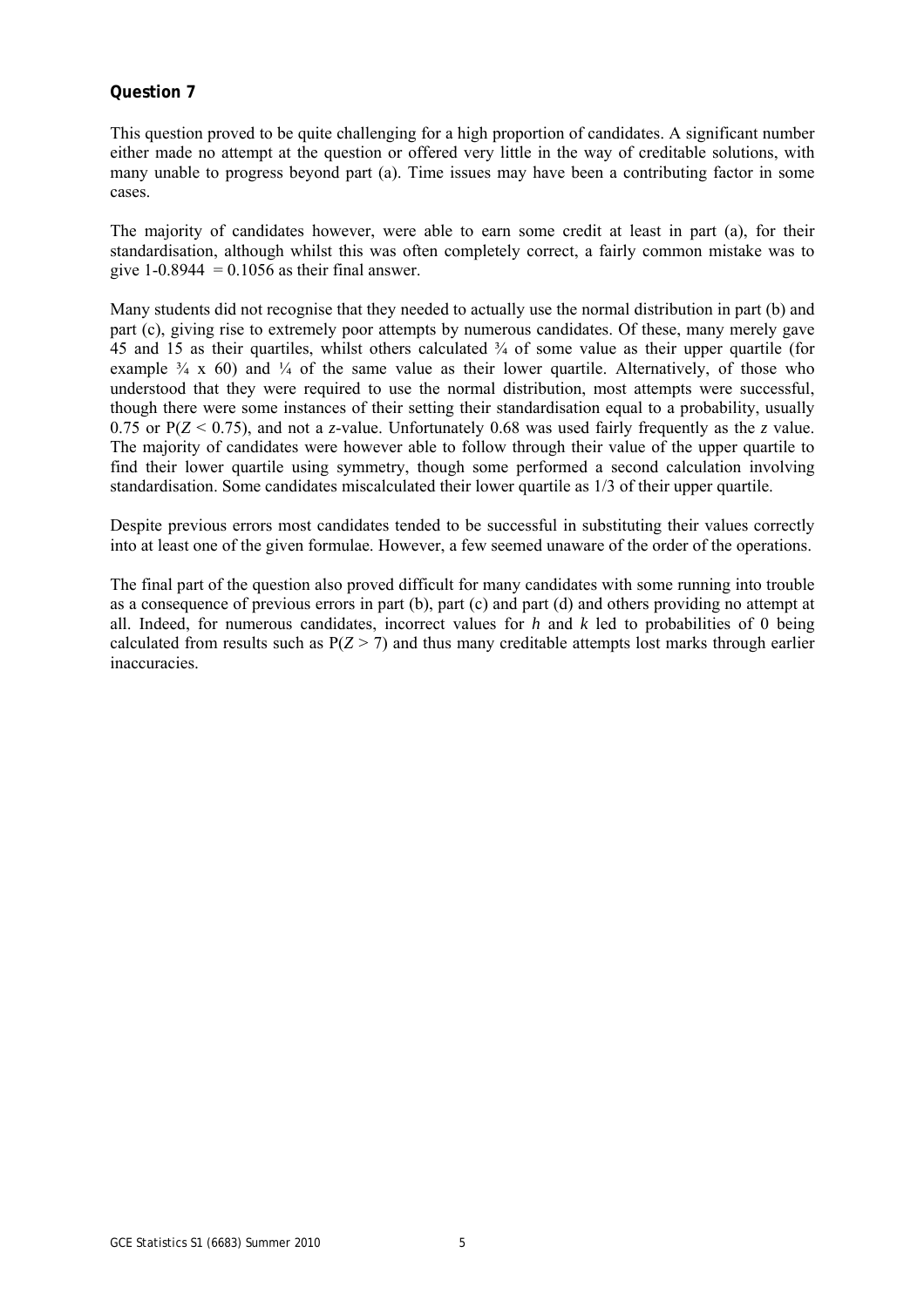### Question 7

This question proved to be quite challenging for a high proportion of candidates. A significant number either made no attempt at the question or offered very little in the way of creditable solutions, with many unable to progress beyond part (a). Time issues may have been a contributing factor in some cases.

The majority of candidates however, were able to earn some credit at least in part (a), for their standardisation, although whilst this was often completely correct, a fairly common mistake was to give $1-0.8944 = 0.1056$ as their final answer.

Many students did not recognise that they needed to actually use the normal distribution in part (b) and part (c), giving rise to extremely poor attempts by numerous candidates. Of these, many merely gave 45 and 15 as their quartiles, whilst others calculated ¾ of some value as their upper quartile (for example ¾ x 60) and ¼ of the same value as their lower quartile. Alternatively, of those who understood that they were required to use the normal distribution, most attempts were successful, though there were some instances of their setting their standardisation equal to a probability, usually 0.75 or $P(Z < 0.75)$, and not a $z$-value. Unfortunately 0.68 was used fairly frequently as the $z$ value. The majority of candidates were however able to follow through their value of the upper quartile to find their lower quartile using symmetry, though some performed a second calculation involving standardisation. Some candidates miscalculated their lower quartile as 1/3 of their upper quartile.

Despite previous errors most candidates tended to be successful in substituting their values correctly into at least one of the given formulae. However, a few seemed unaware of the order of the operations.

The final part of the question also proved difficult for many candidates with some running into trouble as a consequence of previous errors in part (b), part (c) and part (d) and others providing no attempt at all. Indeed, for numerous candidates, incorrect values for $h$ and $k$ led to probabilities of 0 being calculated from results such as $P(Z > 7)$ and thus many creditable attempts lost marks through earlier inaccuracies.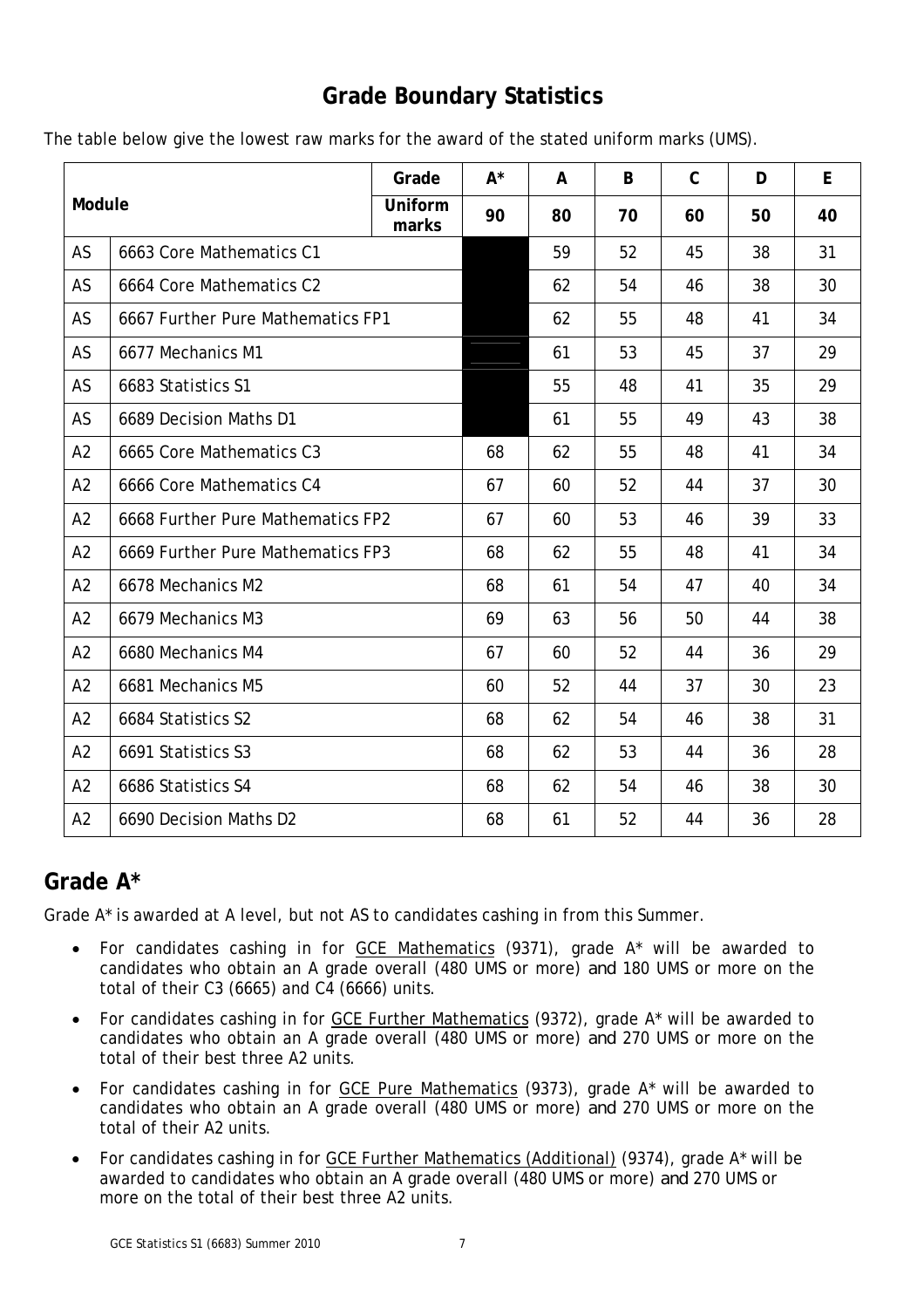# Grade Boundary Statistics

The table below give the lowest raw marks for the award of the stated uniform marks (UMS).

| | Module | Grade | A* | A | B | C | D | E |
|---|---|---|---|---|---|---|---|---|
| | | Uniform marks | 90 | 80 | 70 | 60 | 50 | 40 |
| AS | 6663 Core Mathematics C1 | | | 59 | 52 | 45 | 38 | 31 |
| AS | 6664 Core Mathematics C2 | | | 62 | 54 | 46 | 38 | 30 |
| AS | 6667 Further Pure Mathematics FP1 | | | 62 | 55 | 48 | 41 | 34 |
| AS | 6677 Mechanics M1 | | | 61 | 53 | 45 | 37 | 29 |
| AS | 6683 Statistics S1 | | | 55 | 48 | 41 | 35 | 29 |
| AS | 6689 Decision Maths D1 | | | 61 | 55 | 49 | 43 | 38 |
| A2 | 6665 Core Mathematics C3 | | 68 | 62 | 55 | 48 | 41 | 34 |
| A2 | 6666 Core Mathematics C4 | | 67 | 60 | 52 | 44 | 37 | 30 |
| A2 | 6668 Further Pure Mathematics FP2 | | 67 | 60 | 53 | 46 | 39 | 33 |
| A2 | 6669 Further Pure Mathematics FP3 | | 68 | 62 | 55 | 48 | 41 | 34 |
| A2 | 6678 Mechanics M2 | | 68 | 61 | 54 | 47 | 40 | 34 |
| A2 | 6679 Mechanics M3 | | 69 | 63 | 56 | 50 | 44 | 38 |
| A2 | 6680 Mechanics M4 | | 67 | 60 | 52 | 44 | 36 | 29 |
| A2 | 6681 Mechanics M5 | | 60 | 52 | 44 | 37 | 30 | 23 |
| A2 | 6684 Statistics S2 | | 68 | 62 | 54 | 46 | 38 | 31 |
| A2 | 6691 Statistics S3 | | 68 | 62 | 53 | 44 | 36 | 28 |
| A2 | 6686 Statistics S4 | | 68 | 62 | 54 | 46 | 38 | 30 |
| A2 | 6690 Decision Maths D2 | | 68 | 61 | 52 | 44 | 36 | 28 |

## Grade A*

Grade A* is awarded at A level, but not AS to candidates cashing in from this Summer.

- For candidates cashing in for GCE Mathematics (9371), grade A* will be awarded to candidates who obtain an A grade overall (480 UMS or more) and 180 UMS or more on the total of their C3 (6665) and C4 (6666) units.
- For candidates cashing in for GCE Further Mathematics (9372), grade A* will be awarded to candidates who obtain an A grade overall (480 UMS or more) and 270 UMS or more on the total of their best three A2 units.
- For candidates cashing in for GCE Pure Mathematics (9373), grade A* will be awarded to candidates who obtain an A grade overall (480 UMS or more) and 270 UMS or more on the total of their A2 units.
- For candidates cashing in for GCE Further Mathematics (Additional) (9374), grade A* will be awarded to candidates who obtain an A grade overall (480 UMS or more) and 270 UMS or more on the total of their best three A2 units.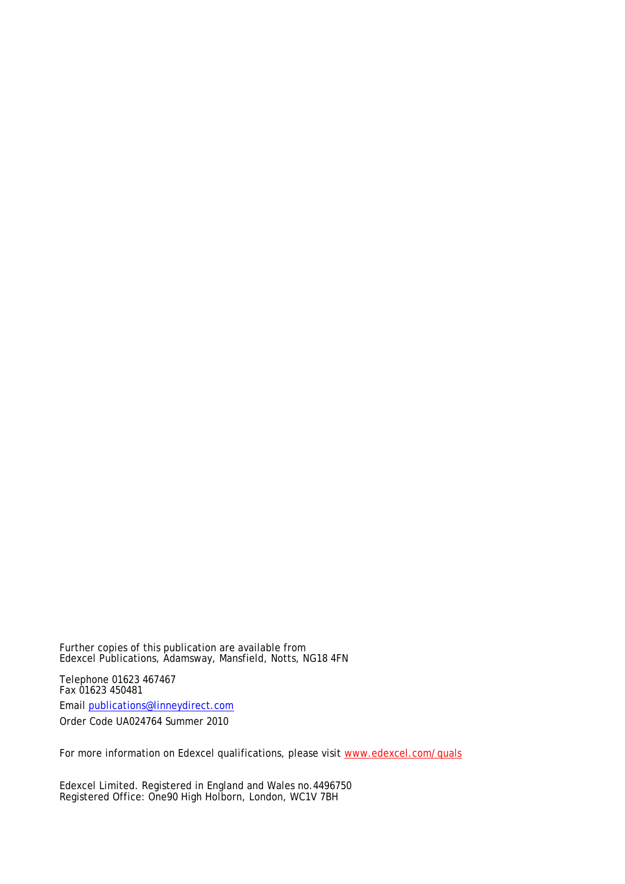Further copies of this publication are available from
Edexcel Publications, Adamsway, Mansfield, Notts, NG18 4FN

Telephone 01623 467467
Fax 01623 450481
Email publications@linneydirect.com
Order Code UA024764 Summer 2010

For more information on Edexcel qualifications, please visit www.edexcel.com/quals

Edexcel Limited. Registered in England and Wales no.4496750
Registered Office: One90 High Holborn, London, WC1V 7BH